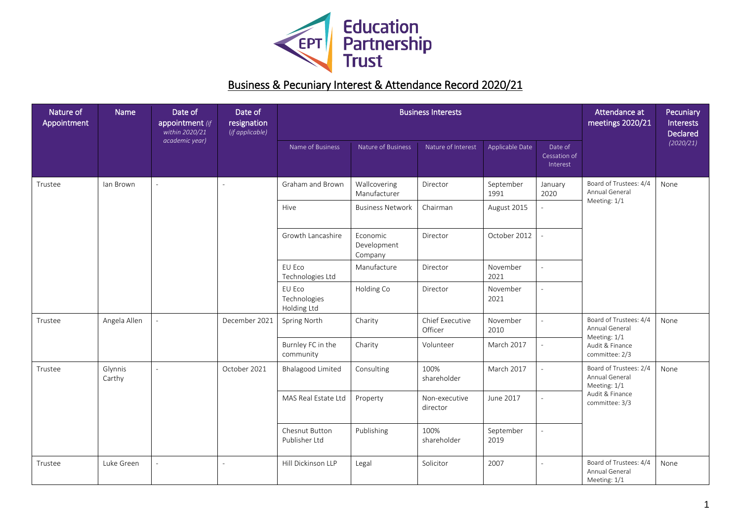# Education Partnership Trust

## Business & Pecuniary Interest & Attendance Record 2020/21

| Nature of Appointment | Name | Date of appointment *(if within 2020/21 academic year)* | Date of resignation *(if applicable)* | Business Interests | | | | | Attendance at meetings 2020/21 | Pecuniary Interests Declared *(2020/21)* |
|---|---|---|---|---|---|---|---|---|---|---|
| | | | | Name of Business | Nature of Business | Nature of Interest | Applicable Date | Date of Cessation of Interest | | |
| Trustee | Ian Brown | - | - | Graham and Brown | Wallcovering Manufacturer | Director | September 1991 | January 2020 | Board of Trustees: 4/4<br>Annual General Meeting: 1/1 | None |
| | | | | Hive | Business Network | Chairman | August 2015 | - | | |
| | | | | Growth Lancashire | Economic Development Company | Director | October 2012 | - | | |
| | | | | EU Eco Technologies Ltd | Manufacture | Director | November 2021 | - | | |
| | | | | EU Eco Technologies Holding Ltd | Holding Co | Director | November 2021 | - | | |
| Trustee | Angela Allen | - | December 2021 | Spring North | Charity | Chief Executive Officer | November 2010 | - | Board of Trustees: 4/4<br>Annual General Meeting: 1/1<br>Audit & Finance committee: 2/3 | None |
| | | | | Burnley FC in the community | Charity | Volunteer | March 2017 | - | | |
| Trustee | Glynnis Carthy | - | October 2021 | Bhalagood Limited | Consulting | 100% shareholder | March 2017 | - | Board of Trustees: 2/4<br>Annual General Meeting: 1/1<br>Audit & Finance committee: 3/3 | None |
| | | | | MAS Real Estate Ltd | Property | Non-executive director | June 2017 | - | | |
| | | | | Chesnut Button Publisher Ltd | Publishing | 100% shareholder | September 2019 | - | | |
| Trustee | Luke Green | - | - | Hill Dickinson LLP | Legal | Solicitor | 2007 | - | Board of Trustees: 4/4<br>Annual General Meeting: 1/1 | None |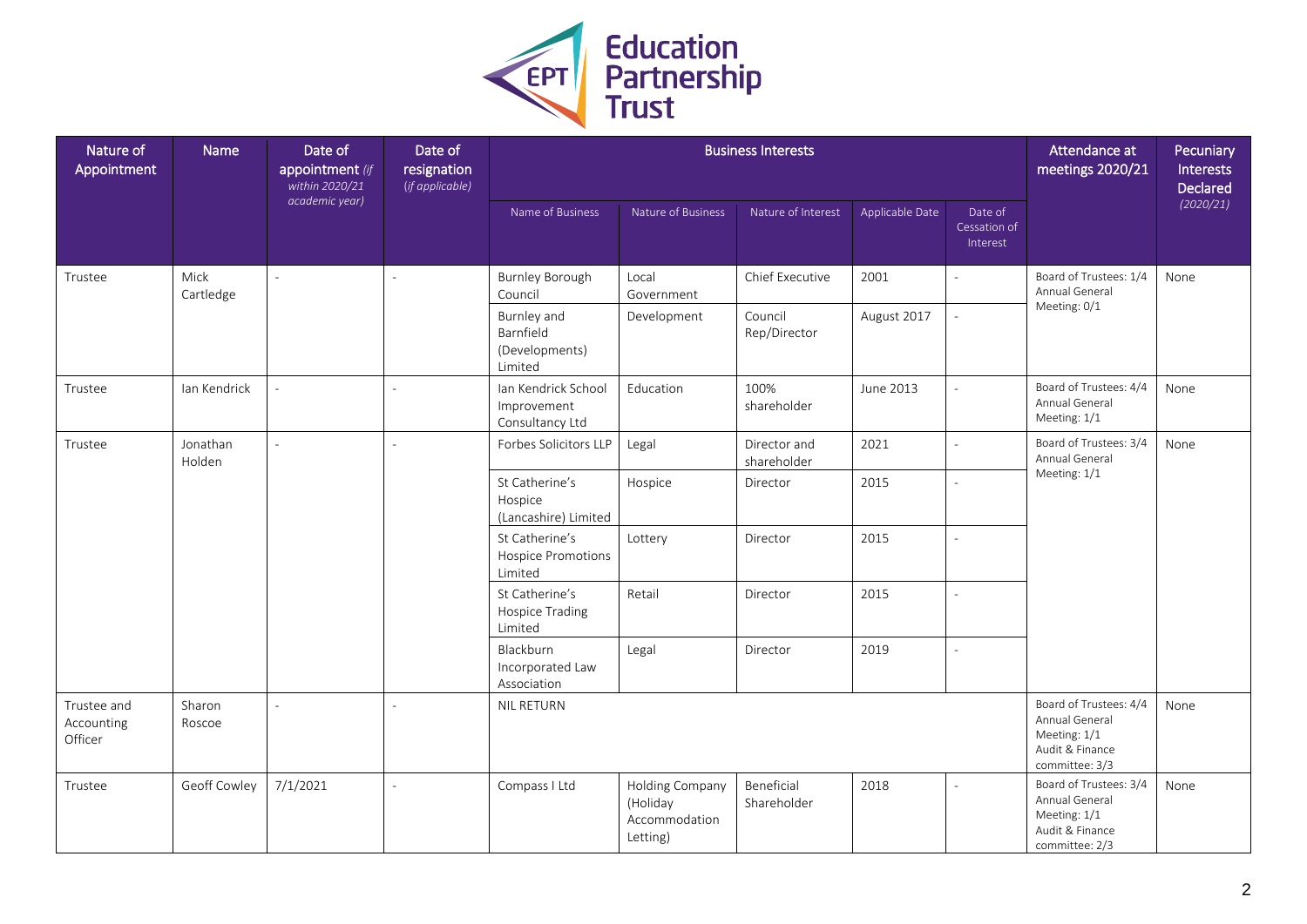| Nature of Appointment | Name | Date of appointment *(if within 2020/21 academic year)* | Date of resignation *(if applicable)* | Business Interests | | | | | Attendance at meetings 2020/21 | Pecuniary Interests Declared *(2020/21)* |
|---|---|---|---|---|---|---|---|---|---|---|
| | | | | Name of Business | Nature of Business | Nature of Interest | Applicable Date | Date of Cessation of Interest | | |
| Trustee | Mick Cartledge | - | - | Burnley Borough Council | Local Government | Chief Executive | 2001 | - | Board of Trustees: 1/4 Annual General Meeting: 0/1 | None |
| | | | | Burnley and Barnfield (Developments) Limited | Development | Council Rep/Director | August 2017 | - | | |
| Trustee | Ian Kendrick | - | - | Ian Kendrick School Improvement Consultancy Ltd | Education | 100% shareholder | June 2013 | - | Board of Trustees: 4/4 Annual General Meeting: 1/1 | None |
| Trustee | Jonathan Holden | - | - | Forbes Solicitors LLP | Legal | Director and shareholder | 2021 | - | Board of Trustees: 3/4 Annual General Meeting: 1/1 | None |
| | | | | St Catherine's Hospice (Lancashire) Limited | Hospice | Director | 2015 | - | | |
| | | | | St Catherine's Hospice Promotions Limited | Lottery | Director | 2015 | - | | |
| | | | | St Catherine's Hospice Trading Limited | Retail | Director | 2015 | - | | |
| | | | | Blackburn Incorporated Law Association | Legal | Director | 2019 | - | | |
| Trustee and Accounting Officer | Sharon Roscoe | - | - | NIL RETURN | | | | | Board of Trustees: 4/4 Annual General Meeting: 1/1 Audit & Finance committee: 3/3 | None |
| Trustee | Geoff Cowley | 7/1/2021 | - | Compass I Ltd | Holding Company (Holiday Accommodation Letting) | Beneficial Shareholder | 2018 | - | Board of Trustees: 3/4 Annual General Meeting: 1/1 Audit & Finance committee: 2/3 | None |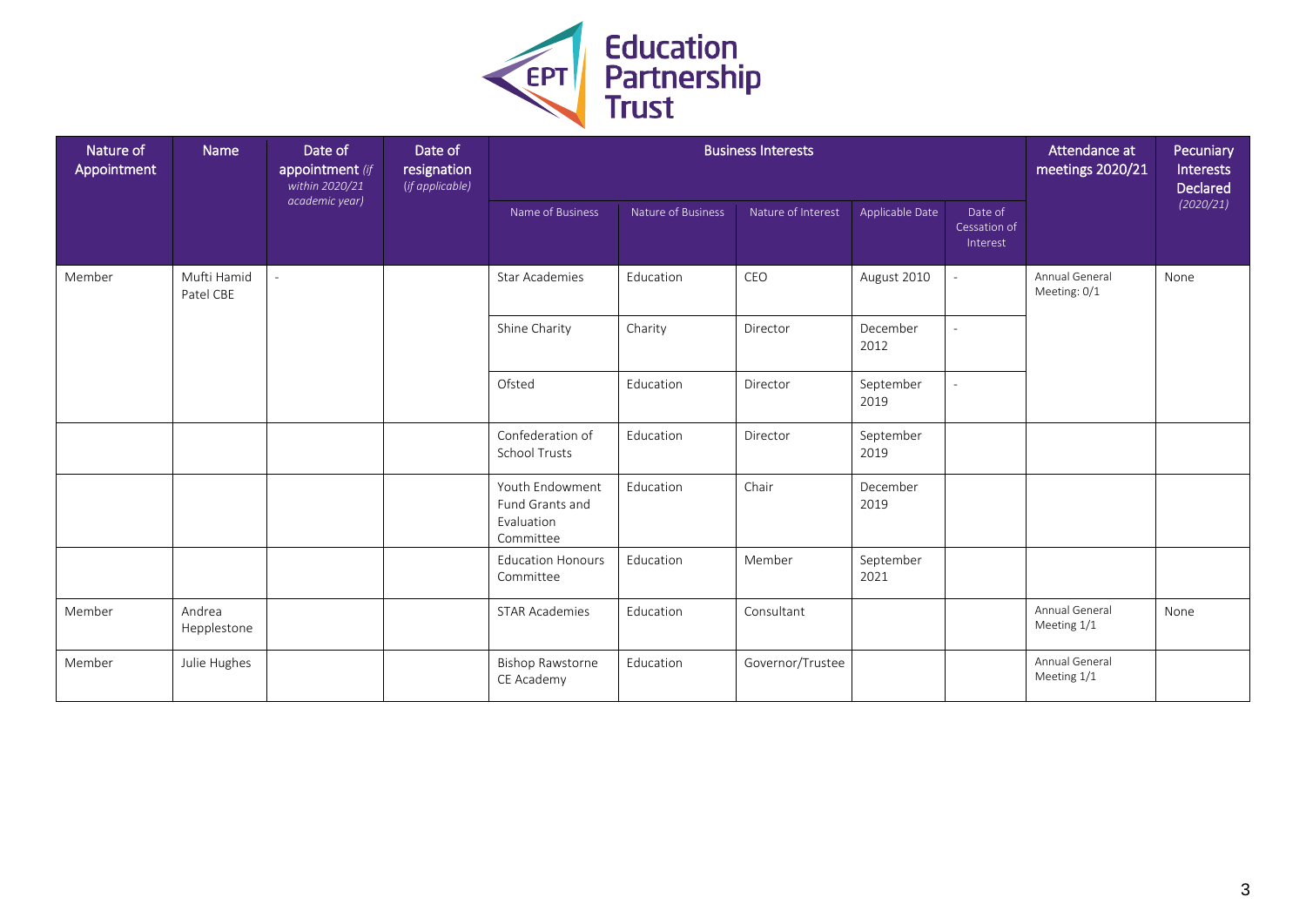| Nature of Appointment | Name | Date of appointment *(if within 2020/21 academic year)* | Date of resignation *(if applicable)* | Business Interests | | | | | Attendance at meetings 2020/21 | Pecuniary Interests Declared *(2020/21)* |
|---|---|---|---|---|---|---|---|---|---|---|
| | | | | Name of Business | Nature of Business | Nature of Interest | Applicable Date | Date of Cessation of Interest | | |
| Member | Mufti Hamid Patel CBE | - | | Star Academies | Education | CEO | August 2010 | - | Annual General Meeting: 0/1 | None |
| | | | | Shine Charity | Charity | Director | December 2012 | - | | |
| | | | | Ofsted | Education | Director | September 2019 | - | | |
| | | | | Confederation of School Trusts | Education | Director | September 2019 | | | |
| | | | | Youth Endowment Fund Grants and Evaluation Committee | Education | Chair | December 2019 | | | |
| | | | | Education Honours Committee | Education | Member | September 2021 | | | |
| Member | Andrea Hepplestone | | | STAR Academies | Education | Consultant | | | Annual General Meeting 1/1 | None |
| Member | Julie Hughes | | | Bishop Rawstorne CE Academy | Education | Governor/Trustee | | | Annual General Meeting 1/1 | |